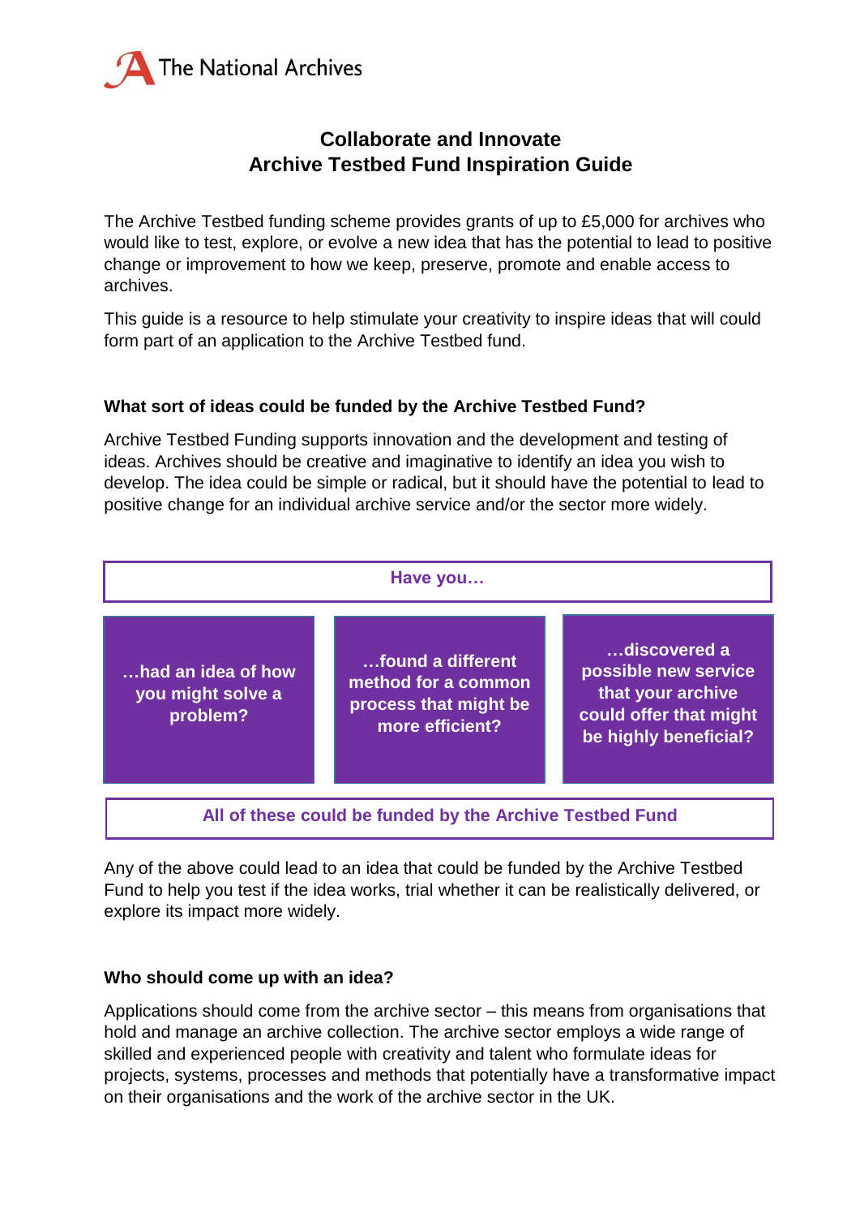The National Archives

# Collaborate and Innovate
# Archive Testbed Fund Inspiration Guide

The Archive Testbed funding scheme provides grants of up to £5,000 for archives who would like to test, explore, or evolve a new idea that has the potential to lead to positive change or improvement to how we keep, preserve, promote and enable access to archives.

This guide is a resource to help stimulate your creativity to inspire ideas that will could form part of an application to the Archive Testbed fund.

### What sort of ideas could be funded by the Archive Testbed Fund?

Archive Testbed Funding supports innovation and the development and testing of ideas. Archives should be creative and imaginative to identify an idea you wish to develop. The idea could be simple or radical, but it should have the potential to lead to positive change for an individual archive service and/or the sector more widely.

**Have you…**

- **…had an idea of how you might solve a problem?**
- **…found a different method for a common process that might be more efficient?**
- **…discovered a possible new service that your archive could offer that might be highly beneficial?**

**All of these could be funded by the Archive Testbed Fund**

Any of the above could lead to an idea that could be funded by the Archive Testbed Fund to help you test if the idea works, trial whether it can be realistically delivered, or explore its impact more widely.

### Who should come up with an idea?

Applications should come from the archive sector – this means from organisations that hold and manage an archive collection. The archive sector employs a wide range of skilled and experienced people with creativity and talent who formulate ideas for projects, systems, processes and methods that potentially have a transformative impact on their organisations and the work of the archive sector in the UK.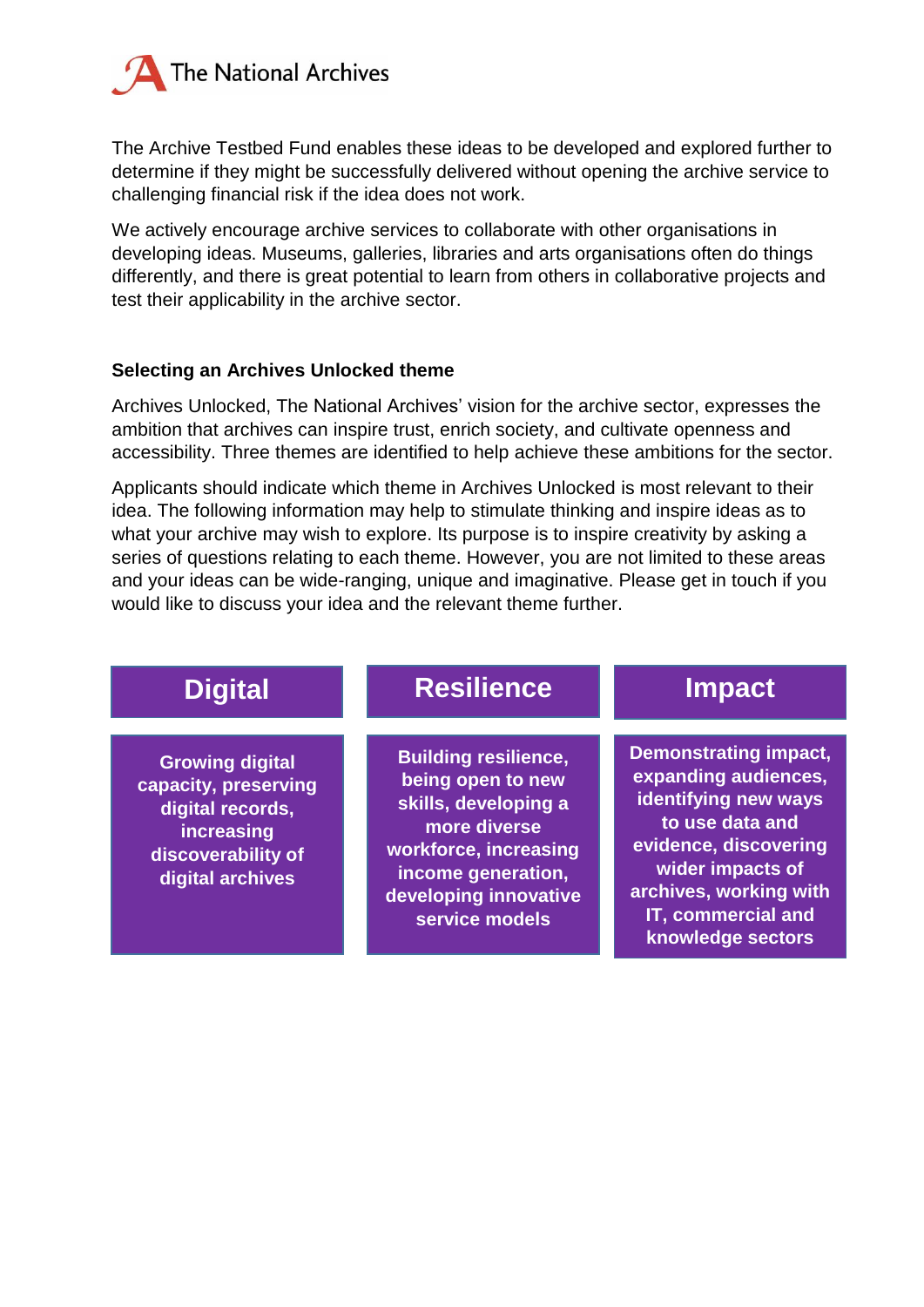The Archive Testbed Fund enables these ideas to be developed and explored further to determine if they might be successfully delivered without opening the archive service to challenging financial risk if the idea does not work.

We actively encourage archive services to collaborate with other organisations in developing ideas. Museums, galleries, libraries and arts organisations often do things differently, and there is great potential to learn from others in collaborative projects and test their applicability in the archive sector.

**Selecting an Archives Unlocked theme**

Archives Unlocked, The National Archives' vision for the archive sector, expresses the ambition that archives can inspire trust, enrich society, and cultivate openness and accessibility. Three themes are identified to help achieve these ambitions for the sector.

Applicants should indicate which theme in Archives Unlocked is most relevant to their idea. The following information may help to stimulate thinking and inspire ideas as to what your archive may wish to explore. Its purpose is to inspire creativity by asking a series of questions relating to each theme. However, you are not limited to these areas and your ideas can be wide-ranging, unique and imaginative. Please get in touch if you would like to discuss your idea and the relevant theme further.

| Digital | Resilience | Impact |
| --- | --- | --- |
| **Growing digital capacity, preserving digital records, increasing discoverability of digital archives** | **Building resilience, being open to new skills, developing a more diverse workforce, increasing income generation, developing innovative service models** | **Demonstrating impact, expanding audiences, identifying new ways to use data and evidence, discovering wider impacts of archives, working with IT, commercial and knowledge sectors** |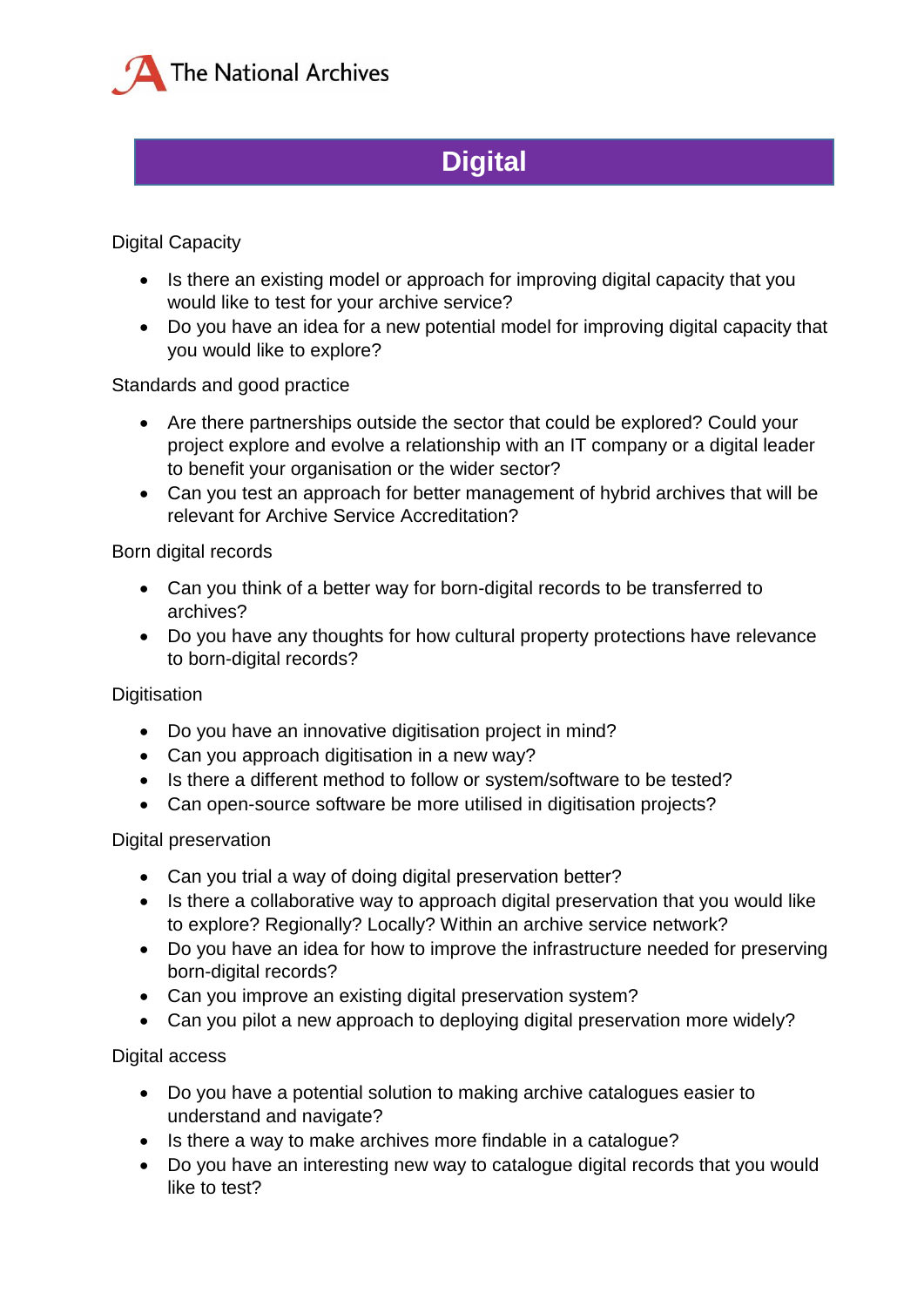# Digital

Digital Capacity

- Is there an existing model or approach for improving digital capacity that you would like to test for your archive service?
- Do you have an idea for a new potential model for improving digital capacity that you would like to explore?

Standards and good practice

- Are there partnerships outside the sector that could be explored? Could your project explore and evolve a relationship with an IT company or a digital leader to benefit your organisation or the wider sector?
- Can you test an approach for better management of hybrid archives that will be relevant for Archive Service Accreditation?

Born digital records

- Can you think of a better way for born-digital records to be transferred to archives?
- Do you have any thoughts for how cultural property protections have relevance to born-digital records?

Digitisation

- Do you have an innovative digitisation project in mind?
- Can you approach digitisation in a new way?
- Is there a different method to follow or system/software to be tested?
- Can open-source software be more utilised in digitisation projects?

Digital preservation

- Can you trial a way of doing digital preservation better?
- Is there a collaborative way to approach digital preservation that you would like to explore? Regionally? Locally? Within an archive service network?
- Do you have an idea for how to improve the infrastructure needed for preserving born-digital records?
- Can you improve an existing digital preservation system?
- Can you pilot a new approach to deploying digital preservation more widely?

Digital access

- Do you have a potential solution to making archive catalogues easier to understand and navigate?
- Is there a way to make archives more findable in a catalogue?
- Do you have an interesting new way to catalogue digital records that you would like to test?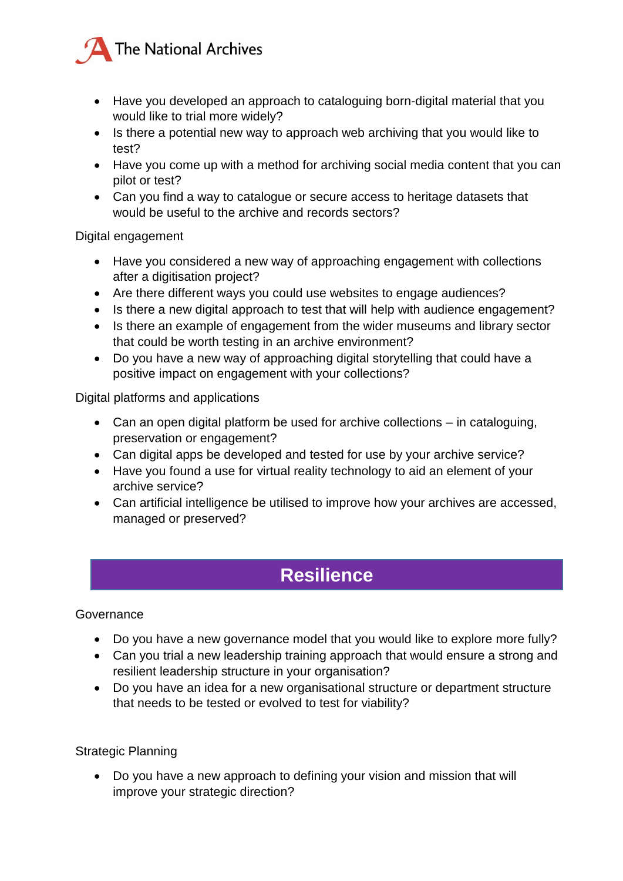- Have you developed an approach to cataloguing born-digital material that you would like to trial more widely?
- Is there a potential new way to approach web archiving that you would like to test?
- Have you come up with a method for archiving social media content that you can pilot or test?
- Can you find a way to catalogue or secure access to heritage datasets that would be useful to the archive and records sectors?

Digital engagement

- Have you considered a new way of approaching engagement with collections after a digitisation project?
- Are there different ways you could use websites to engage audiences?
- Is there a new digital approach to test that will help with audience engagement?
- Is there an example of engagement from the wider museums and library sector that could be worth testing in an archive environment?
- Do you have a new way of approaching digital storytelling that could have a positive impact on engagement with your collections?

Digital platforms and applications

- Can an open digital platform be used for archive collections – in cataloguing, preservation or engagement?
- Can digital apps be developed and tested for use by your archive service?
- Have you found a use for virtual reality technology to aid an element of your archive service?
- Can artificial intelligence be utilised to improve how your archives are accessed, managed or preserved?

## Resilience

Governance

- Do you have a new governance model that you would like to explore more fully?
- Can you trial a new leadership training approach that would ensure a strong and resilient leadership structure in your organisation?
- Do you have an idea for a new organisational structure or department structure that needs to be tested or evolved to test for viability?

Strategic Planning

- Do you have a new approach to defining your vision and mission that will improve your strategic direction?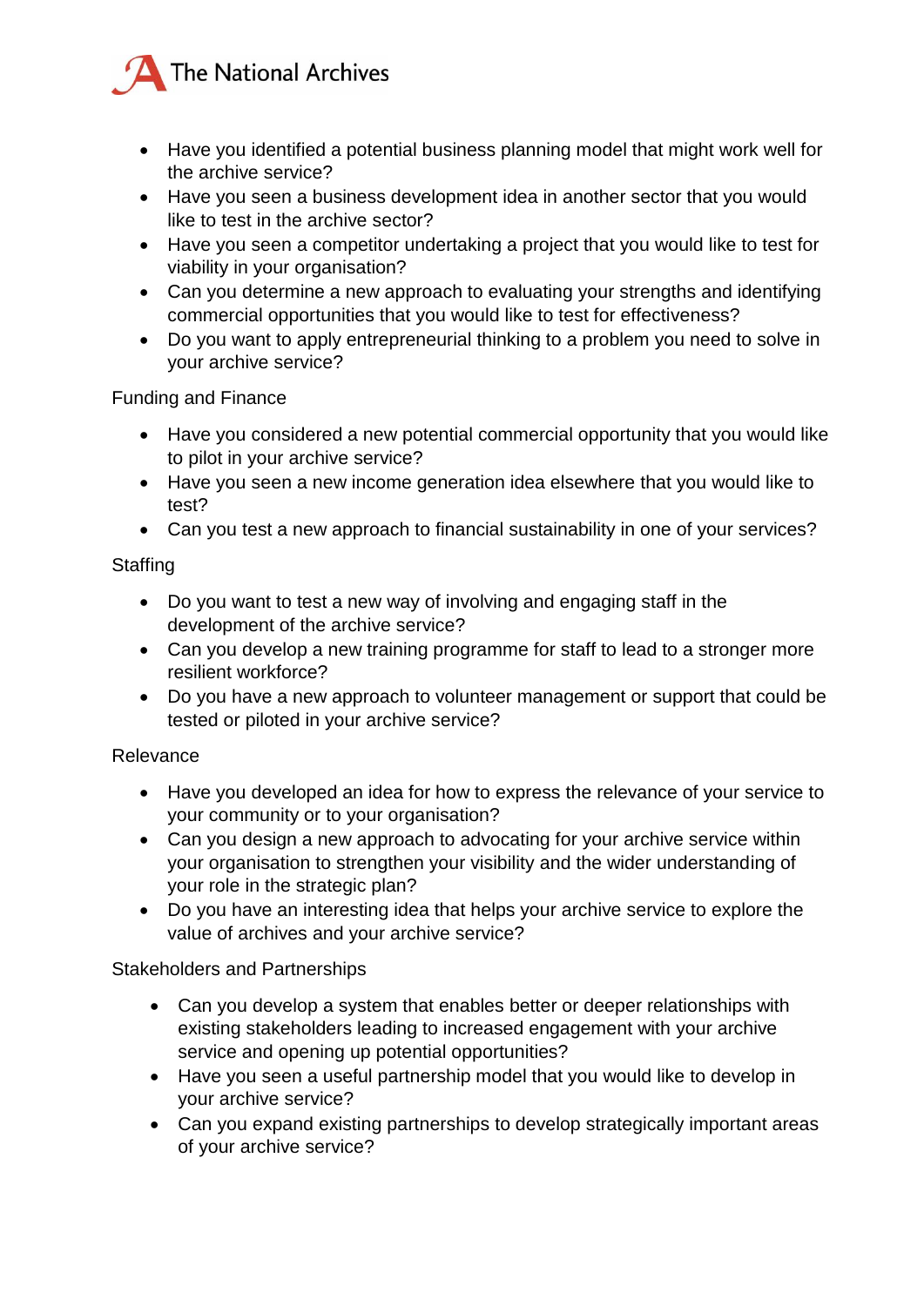- Have you identified a potential business planning model that might work well for the archive service?
- Have you seen a business development idea in another sector that you would like to test in the archive sector?
- Have you seen a competitor undertaking a project that you would like to test for viability in your organisation?
- Can you determine a new approach to evaluating your strengths and identifying commercial opportunities that you would like to test for effectiveness?
- Do you want to apply entrepreneurial thinking to a problem you need to solve in your archive service?

Funding and Finance

- Have you considered a new potential commercial opportunity that you would like to pilot in your archive service?
- Have you seen a new income generation idea elsewhere that you would like to test?
- Can you test a new approach to financial sustainability in one of your services?

Staffing

- Do you want to test a new way of involving and engaging staff in the development of the archive service?
- Can you develop a new training programme for staff to lead to a stronger more resilient workforce?
- Do you have a new approach to volunteer management or support that could be tested or piloted in your archive service?

Relevance

- Have you developed an idea for how to express the relevance of your service to your community or to your organisation?
- Can you design a new approach to advocating for your archive service within your organisation to strengthen your visibility and the wider understanding of your role in the strategic plan?
- Do you have an interesting idea that helps your archive service to explore the value of archives and your archive service?

Stakeholders and Partnerships

- Can you develop a system that enables better or deeper relationships with existing stakeholders leading to increased engagement with your archive service and opening up potential opportunities?
- Have you seen a useful partnership model that you would like to develop in your archive service?
- Can you expand existing partnerships to develop strategically important areas of your archive service?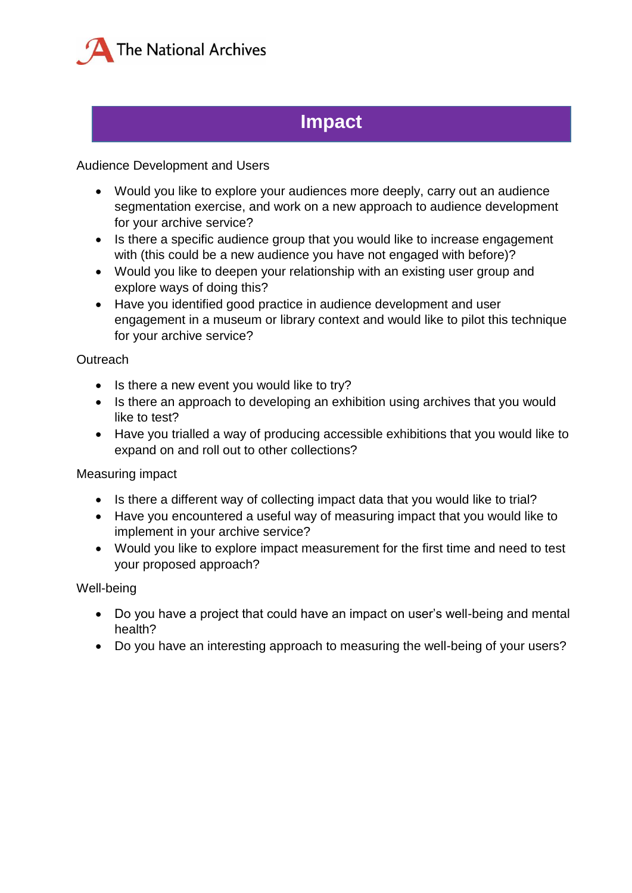# Impact

Audience Development and Users

- Would you like to explore your audiences more deeply, carry out an audience segmentation exercise, and work on a new approach to audience development for your archive service?
- Is there a specific audience group that you would like to increase engagement with (this could be a new audience you have not engaged with before)?
- Would you like to deepen your relationship with an existing user group and explore ways of doing this?
- Have you identified good practice in audience development and user engagement in a museum or library context and would like to pilot this technique for your archive service?

Outreach

- Is there a new event you would like to try?
- Is there an approach to developing an exhibition using archives that you would like to test?
- Have you trialled a way of producing accessible exhibitions that you would like to expand on and roll out to other collections?

Measuring impact

- Is there a different way of collecting impact data that you would like to trial?
- Have you encountered a useful way of measuring impact that you would like to implement in your archive service?
- Would you like to explore impact measurement for the first time and need to test your proposed approach?

Well-being

- Do you have a project that could have an impact on user's well-being and mental health?
- Do you have an interesting approach to measuring the well-being of your users?